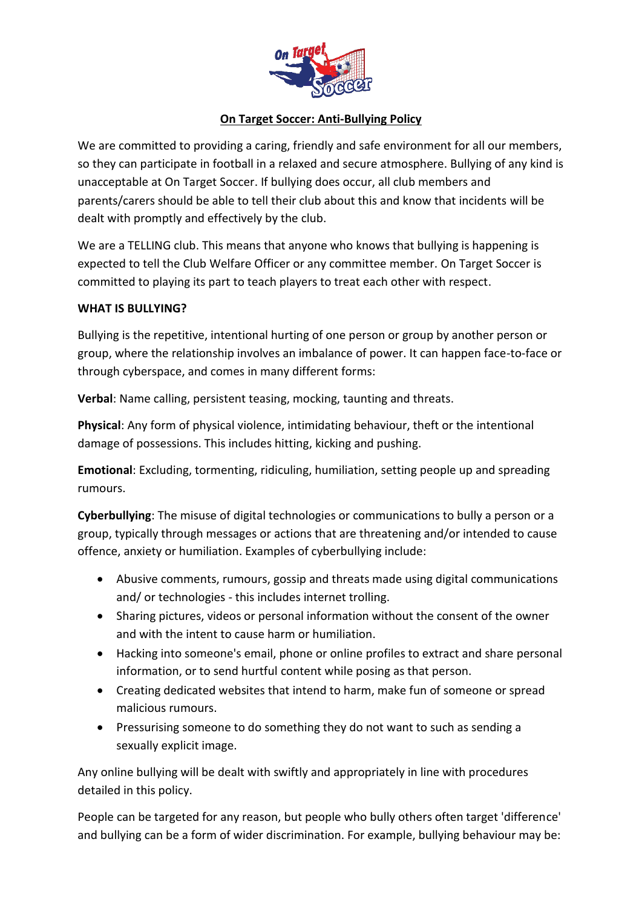# On Target Soccer: Anti-Bullying Policy

We are committed to providing a caring, friendly and safe environment for all our members, so they can participate in football in a relaxed and secure atmosphere. Bullying of any kind is unacceptable at On Target Soccer. If bullying does occur, all club members and parents/carers should be able to tell their club about this and know that incidents will be dealt with promptly and effectively by the club.

We are a TELLING club. This means that anyone who knows that bullying is happening is expected to tell the Club Welfare Officer or any committee member. On Target Soccer is committed to playing its part to teach players to treat each other with respect.

**WHAT IS BULLYING?**

Bullying is the repetitive, intentional hurting of one person or group by another person or group, where the relationship involves an imbalance of power. It can happen face-to-face or through cyberspace, and comes in many different forms:

**Verbal**: Name calling, persistent teasing, mocking, taunting and threats.

**Physical**: Any form of physical violence, intimidating behaviour, theft or the intentional damage of possessions. This includes hitting, kicking and pushing.

**Emotional**: Excluding, tormenting, ridiculing, humiliation, setting people up and spreading rumours.

**Cyberbullying**: The misuse of digital technologies or communications to bully a person or a group, typically through messages or actions that are threatening and/or intended to cause offence, anxiety or humiliation. Examples of cyberbullying include:

- Abusive comments, rumours, gossip and threats made using digital communications and/ or technologies - this includes internet trolling.
- Sharing pictures, videos or personal information without the consent of the owner and with the intent to cause harm or humiliation.
- Hacking into someone's email, phone or online profiles to extract and share personal information, or to send hurtful content while posing as that person.
- Creating dedicated websites that intend to harm, make fun of someone or spread malicious rumours.
- Pressurising someone to do something they do not want to such as sending a sexually explicit image.

Any online bullying will be dealt with swiftly and appropriately in line with procedures detailed in this policy.

People can be targeted for any reason, but people who bully others often target 'difference' and bullying can be a form of wider discrimination. For example, bullying behaviour may be: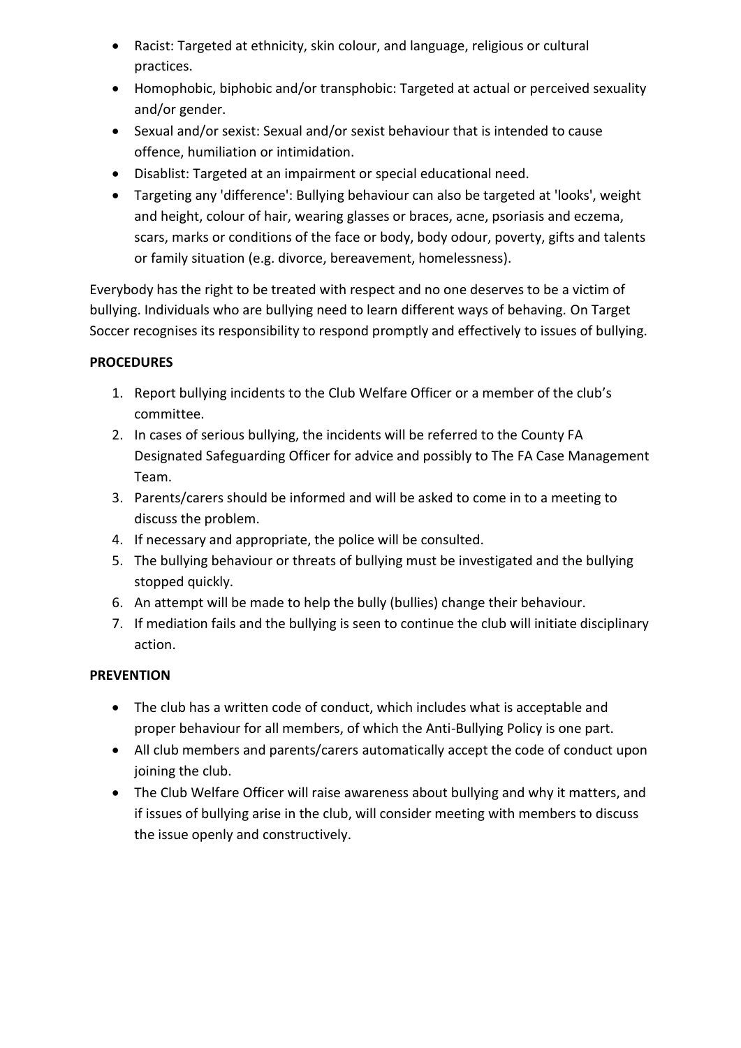- Racist: Targeted at ethnicity, skin colour, and language, religious or cultural practices.
- Homophobic, biphobic and/or transphobic: Targeted at actual or perceived sexuality and/or gender.
- Sexual and/or sexist: Sexual and/or sexist behaviour that is intended to cause offence, humiliation or intimidation.
- Disablist: Targeted at an impairment or special educational need.
- Targeting any 'difference': Bullying behaviour can also be targeted at 'looks', weight and height, colour of hair, wearing glasses or braces, acne, psoriasis and eczema, scars, marks or conditions of the face or body, body odour, poverty, gifts and talents or family situation (e.g. divorce, bereavement, homelessness).

Everybody has the right to be treated with respect and no one deserves to be a victim of bullying. Individuals who are bullying need to learn different ways of behaving. On Target Soccer recognises its responsibility to respond promptly and effectively to issues of bullying.

**PROCEDURES**

1. Report bullying incidents to the Club Welfare Officer or a member of the club's committee.
2. In cases of serious bullying, the incidents will be referred to the County FA Designated Safeguarding Officer for advice and possibly to The FA Case Management Team.
3. Parents/carers should be informed and will be asked to come in to a meeting to discuss the problem.
4. If necessary and appropriate, the police will be consulted.
5. The bullying behaviour or threats of bullying must be investigated and the bullying stopped quickly.
6. An attempt will be made to help the bully (bullies) change their behaviour.
7. If mediation fails and the bullying is seen to continue the club will initiate disciplinary action.

**PREVENTION**

- The club has a written code of conduct, which includes what is acceptable and proper behaviour for all members, of which the Anti-Bullying Policy is one part.
- All club members and parents/carers automatically accept the code of conduct upon joining the club.
- The Club Welfare Officer will raise awareness about bullying and why it matters, and if issues of bullying arise in the club, will consider meeting with members to discuss the issue openly and constructively.